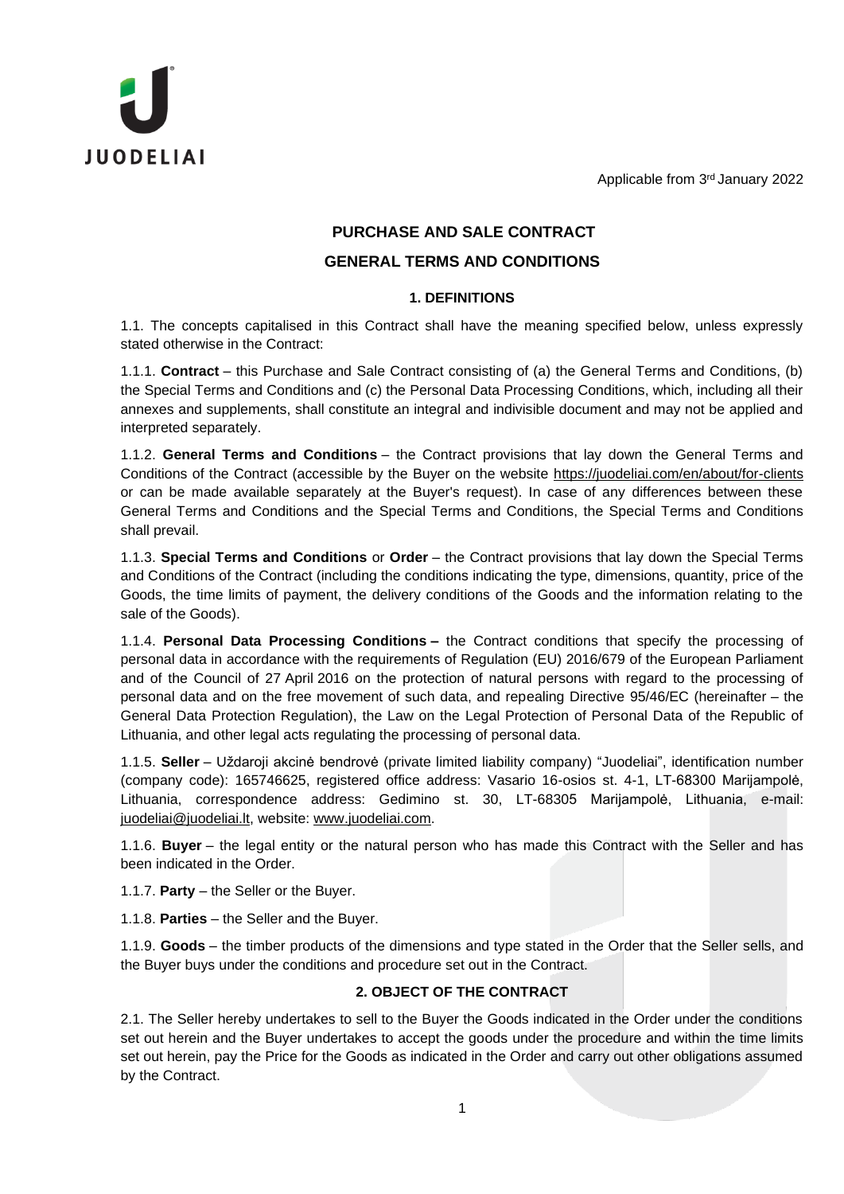JUODELIAI

Applicable from 3rd January 2022

# PURCHASE AND SALE CONTRACT

# GENERAL TERMS AND CONDITIONS

## 1. DEFINITIONS

1.1. The concepts capitalised in this Contract shall have the meaning specified below, unless expressly stated otherwise in the Contract:

1.1.1. **Contract** – this Purchase and Sale Contract consisting of (a) the General Terms and Conditions, (b) the Special Terms and Conditions and (c) the Personal Data Processing Conditions, which, including all their annexes and supplements, shall constitute an integral and indivisible document and may not be applied and interpreted separately.

1.1.2. **General Terms and Conditions** – the Contract provisions that lay down the General Terms and Conditions of the Contract (accessible by the Buyer on the website https://juodeliai.com/en/about/for-clients or can be made available separately at the Buyer's request). In case of any differences between these General Terms and Conditions and the Special Terms and Conditions, the Special Terms and Conditions shall prevail.

1.1.3. **Special Terms and Conditions** or **Order** – the Contract provisions that lay down the Special Terms and Conditions of the Contract (including the conditions indicating the type, dimensions, quantity, price of the Goods, the time limits of payment, the delivery conditions of the Goods and the information relating to the sale of the Goods).

1.1.4. **Personal Data Processing Conditions –** the Contract conditions that specify the processing of personal data in accordance with the requirements of Regulation (EU) 2016/679 of the European Parliament and of the Council of 27 April 2016 on the protection of natural persons with regard to the processing of personal data and on the free movement of such data, and repealing Directive 95/46/EC (hereinafter – the General Data Protection Regulation), the Law on the Legal Protection of Personal Data of the Republic of Lithuania, and other legal acts regulating the processing of personal data.

1.1.5. **Seller** – Uždaroji akcinė bendrovė (private limited liability company) "Juodeliai", identification number (company code): 165746625, registered office address: Vasario 16-osios st. 4-1, LT-68300 Marijampolė, Lithuania, correspondence address: Gedimino st. 30, LT-68305 Marijampolė, Lithuania, e-mail: juodeliai@juodeliai.lt, website: www.juodeliai.com.

1.1.6. **Buyer** – the legal entity or the natural person who has made this Contract with the Seller and has been indicated in the Order.

1.1.7. **Party** – the Seller or the Buyer.

1.1.8. **Parties** – the Seller and the Buyer.

1.1.9. **Goods** – the timber products of the dimensions and type stated in the Order that the Seller sells, and the Buyer buys under the conditions and procedure set out in the Contract.

## 2. OBJECT OF THE CONTRACT

2.1. The Seller hereby undertakes to sell to the Buyer the Goods indicated in the Order under the conditions set out herein and the Buyer undertakes to accept the goods under the procedure and within the time limits set out herein, pay the Price for the Goods as indicated in the Order and carry out other obligations assumed by the Contract.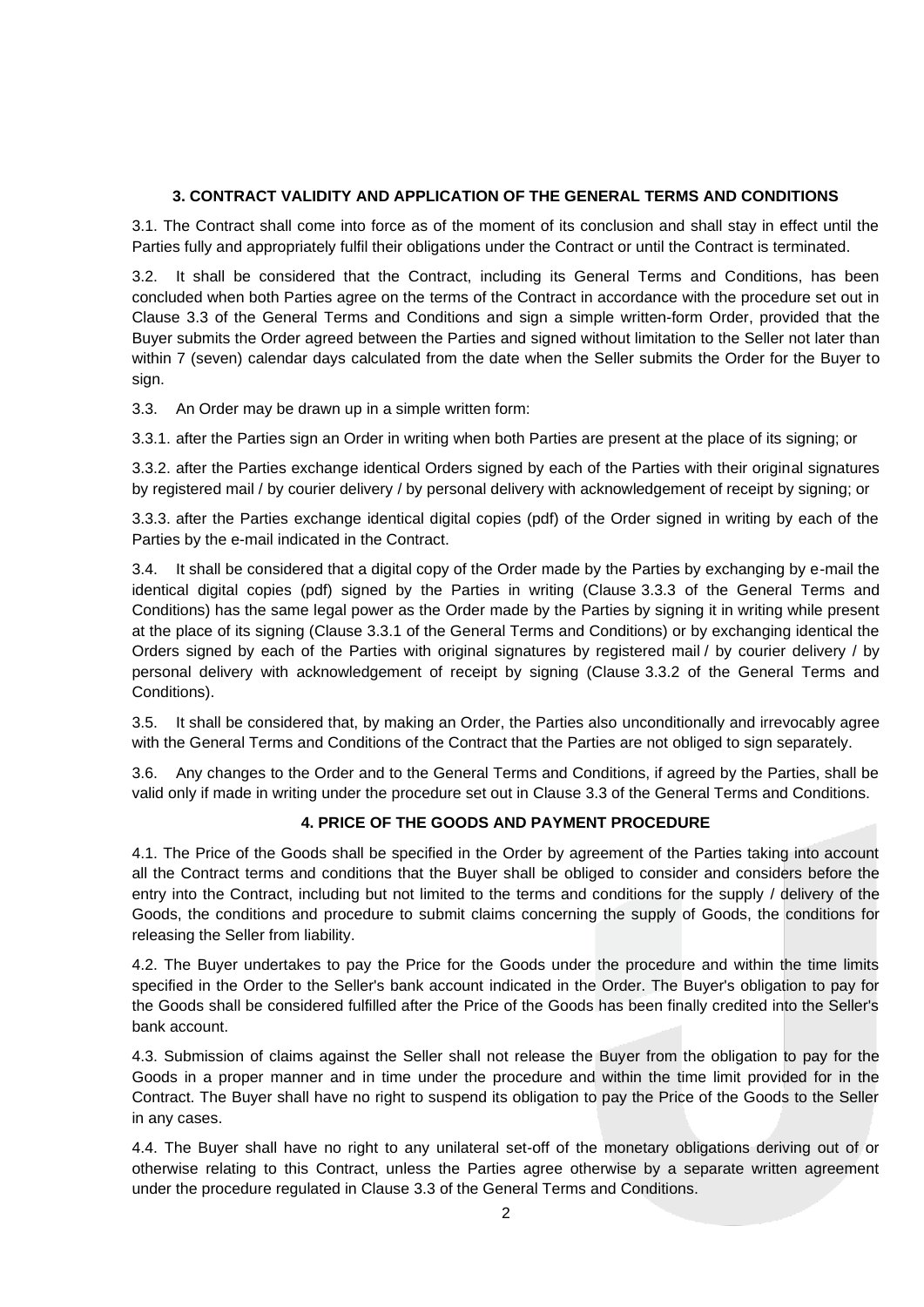## 3. CONTRACT VALIDITY AND APPLICATION OF THE GENERAL TERMS AND CONDITIONS

3.1. The Contract shall come into force as of the moment of its conclusion and shall stay in effect until the Parties fully and appropriately fulfil their obligations under the Contract or until the Contract is terminated.

3.2. It shall be considered that the Contract, including its General Terms and Conditions, has been concluded when both Parties agree on the terms of the Contract in accordance with the procedure set out in Clause 3.3 of the General Terms and Conditions and sign a simple written-form Order, provided that the Buyer submits the Order agreed between the Parties and signed without limitation to the Seller not later than within 7 (seven) calendar days calculated from the date when the Seller submits the Order for the Buyer to sign.

3.3. An Order may be drawn up in a simple written form:

3.3.1. after the Parties sign an Order in writing when both Parties are present at the place of its signing; or

3.3.2. after the Parties exchange identical Orders signed by each of the Parties with their original signatures by registered mail / by courier delivery / by personal delivery with acknowledgement of receipt by signing; or

3.3.3. after the Parties exchange identical digital copies (pdf) of the Order signed in writing by each of the Parties by the e-mail indicated in the Contract.

3.4. It shall be considered that a digital copy of the Order made by the Parties by exchanging by e-mail the identical digital copies (pdf) signed by the Parties in writing (Clause 3.3.3 of the General Terms and Conditions) has the same legal power as the Order made by the Parties by signing it in writing while present at the place of its signing (Clause 3.3.1 of the General Terms and Conditions) or by exchanging identical the Orders signed by each of the Parties with original signatures by registered mail / by courier delivery / by personal delivery with acknowledgement of receipt by signing (Clause 3.3.2 of the General Terms and Conditions).

3.5. It shall be considered that, by making an Order, the Parties also unconditionally and irrevocably agree with the General Terms and Conditions of the Contract that the Parties are not obliged to sign separately.

3.6. Any changes to the Order and to the General Terms and Conditions, if agreed by the Parties, shall be valid only if made in writing under the procedure set out in Clause 3.3 of the General Terms and Conditions.

## 4. PRICE OF THE GOODS AND PAYMENT PROCEDURE

4.1. The Price of the Goods shall be specified in the Order by agreement of the Parties taking into account all the Contract terms and conditions that the Buyer shall be obliged to consider and considers before the entry into the Contract, including but not limited to the terms and conditions for the supply / delivery of the Goods, the conditions and procedure to submit claims concerning the supply of Goods, the conditions for releasing the Seller from liability.

4.2. The Buyer undertakes to pay the Price for the Goods under the procedure and within the time limits specified in the Order to the Seller's bank account indicated in the Order. The Buyer's obligation to pay for the Goods shall be considered fulfilled after the Price of the Goods has been finally credited into the Seller's bank account.

4.3. Submission of claims against the Seller shall not release the Buyer from the obligation to pay for the Goods in a proper manner and in time under the procedure and within the time limit provided for in the Contract. The Buyer shall have no right to suspend its obligation to pay the Price of the Goods to the Seller in any cases.

4.4. The Buyer shall have no right to any unilateral set-off of the monetary obligations deriving out of or otherwise relating to this Contract, unless the Parties agree otherwise by a separate written agreement under the procedure regulated in Clause 3.3 of the General Terms and Conditions.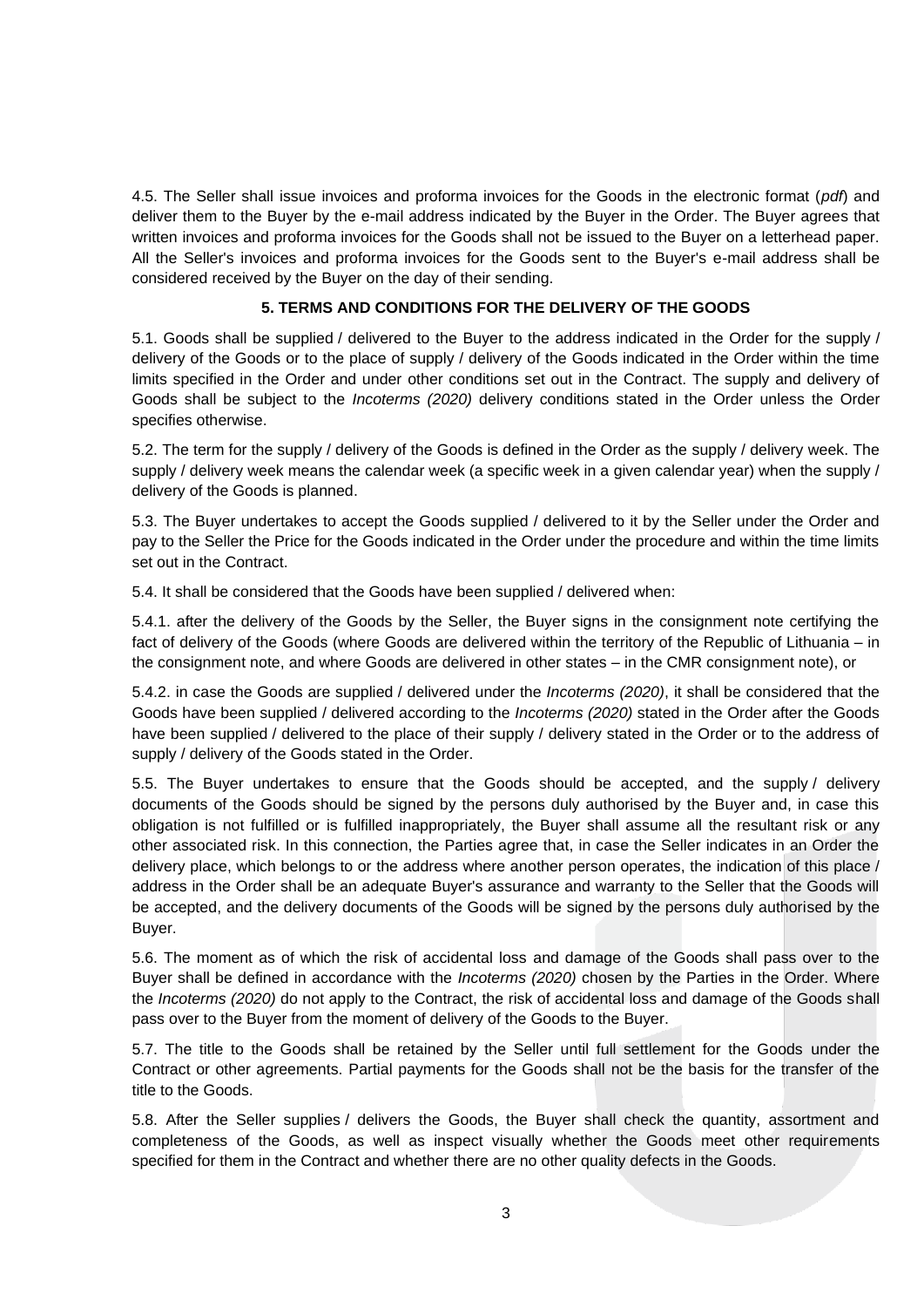4.5. The Seller shall issue invoices and proforma invoices for the Goods in the electronic format (*pdf*) and deliver them to the Buyer by the e-mail address indicated by the Buyer in the Order. The Buyer agrees that written invoices and proforma invoices for the Goods shall not be issued to the Buyer on a letterhead paper. All the Seller's invoices and proforma invoices for the Goods sent to the Buyer's e-mail address shall be considered received by the Buyer on the day of their sending.

## 5. TERMS AND CONDITIONS FOR THE DELIVERY OF THE GOODS

5.1. Goods shall be supplied / delivered to the Buyer to the address indicated in the Order for the supply / delivery of the Goods or to the place of supply / delivery of the Goods indicated in the Order within the time limits specified in the Order and under other conditions set out in the Contract. The supply and delivery of Goods shall be subject to the *Incoterms (2020)* delivery conditions stated in the Order unless the Order specifies otherwise.

5.2. The term for the supply / delivery of the Goods is defined in the Order as the supply / delivery week. The supply / delivery week means the calendar week (a specific week in a given calendar year) when the supply / delivery of the Goods is planned.

5.3. The Buyer undertakes to accept the Goods supplied / delivered to it by the Seller under the Order and pay to the Seller the Price for the Goods indicated in the Order under the procedure and within the time limits set out in the Contract.

5.4. It shall be considered that the Goods have been supplied / delivered when:

5.4.1. after the delivery of the Goods by the Seller, the Buyer signs in the consignment note certifying the fact of delivery of the Goods (where Goods are delivered within the territory of the Republic of Lithuania – in the consignment note, and where Goods are delivered in other states – in the CMR consignment note), or

5.4.2. in case the Goods are supplied / delivered under the *Incoterms (2020)*, it shall be considered that the Goods have been supplied / delivered according to the *Incoterms (2020)* stated in the Order after the Goods have been supplied / delivered to the place of their supply / delivery stated in the Order or to the address of supply / delivery of the Goods stated in the Order.

5.5. The Buyer undertakes to ensure that the Goods should be accepted, and the supply / delivery documents of the Goods should be signed by the persons duly authorised by the Buyer and, in case this obligation is not fulfilled or is fulfilled inappropriately, the Buyer shall assume all the resultant risk or any other associated risk. In this connection, the Parties agree that, in case the Seller indicates in an Order the delivery place, which belongs to or the address where another person operates, the indication of this place / address in the Order shall be an adequate Buyer's assurance and warranty to the Seller that the Goods will be accepted, and the delivery documents of the Goods will be signed by the persons duly authorised by the Buyer.

5.6. The moment as of which the risk of accidental loss and damage of the Goods shall pass over to the Buyer shall be defined in accordance with the *Incoterms (2020)* chosen by the Parties in the Order. Where the *Incoterms (2020)* do not apply to the Contract, the risk of accidental loss and damage of the Goods shall pass over to the Buyer from the moment of delivery of the Goods to the Buyer.

5.7. The title to the Goods shall be retained by the Seller until full settlement for the Goods under the Contract or other agreements. Partial payments for the Goods shall not be the basis for the transfer of the title to the Goods.

5.8. After the Seller supplies / delivers the Goods, the Buyer shall check the quantity, assortment and completeness of the Goods, as well as inspect visually whether the Goods meet other requirements specified for them in the Contract and whether there are no other quality defects in the Goods.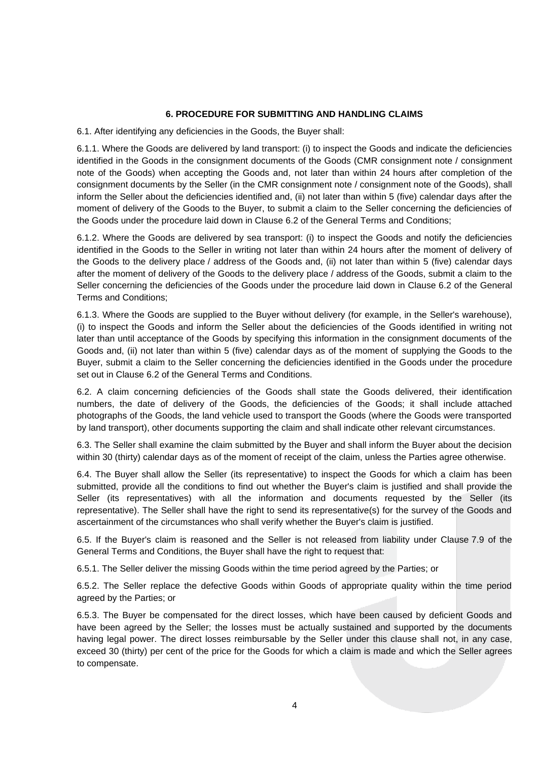### 6. PROCEDURE FOR SUBMITTING AND HANDLING CLAIMS

6.1. After identifying any deficiencies in the Goods, the Buyer shall:

6.1.1. Where the Goods are delivered by land transport: (i) to inspect the Goods and indicate the deficiencies identified in the Goods in the consignment documents of the Goods (CMR consignment note / consignment note of the Goods) when accepting the Goods and, not later than within 24 hours after completion of the consignment documents by the Seller (in the CMR consignment note / consignment note of the Goods), shall inform the Seller about the deficiencies identified and, (ii) not later than within 5 (five) calendar days after the moment of delivery of the Goods to the Buyer, to submit a claim to the Seller concerning the deficiencies of the Goods under the procedure laid down in Clause 6.2 of the General Terms and Conditions;

6.1.2. Where the Goods are delivered by sea transport: (i) to inspect the Goods and notify the deficiencies identified in the Goods to the Seller in writing not later than within 24 hours after the moment of delivery of the Goods to the delivery place / address of the Goods and, (ii) not later than within 5 (five) calendar days after the moment of delivery of the Goods to the delivery place / address of the Goods, submit a claim to the Seller concerning the deficiencies of the Goods under the procedure laid down in Clause 6.2 of the General Terms and Conditions;

6.1.3. Where the Goods are supplied to the Buyer without delivery (for example, in the Seller's warehouse), (i) to inspect the Goods and inform the Seller about the deficiencies of the Goods identified in writing not later than until acceptance of the Goods by specifying this information in the consignment documents of the Goods and, (ii) not later than within 5 (five) calendar days as of the moment of supplying the Goods to the Buyer, submit a claim to the Seller concerning the deficiencies identified in the Goods under the procedure set out in Clause 6.2 of the General Terms and Conditions.

6.2. A claim concerning deficiencies of the Goods shall state the Goods delivered, their identification numbers, the date of delivery of the Goods, the deficiencies of the Goods; it shall include attached photographs of the Goods, the land vehicle used to transport the Goods (where the Goods were transported by land transport), other documents supporting the claim and shall indicate other relevant circumstances.

6.3. The Seller shall examine the claim submitted by the Buyer and shall inform the Buyer about the decision within 30 (thirty) calendar days as of the moment of receipt of the claim, unless the Parties agree otherwise.

6.4. The Buyer shall allow the Seller (its representative) to inspect the Goods for which a claim has been submitted, provide all the conditions to find out whether the Buyer's claim is justified and shall provide the Seller (its representatives) with all the information and documents requested by the Seller (its representative). The Seller shall have the right to send its representative(s) for the survey of the Goods and ascertainment of the circumstances who shall verify whether the Buyer's claim is justified.

6.5. If the Buyer's claim is reasoned and the Seller is not released from liability under Clause 7.9 of the General Terms and Conditions, the Buyer shall have the right to request that:

6.5.1. The Seller deliver the missing Goods within the time period agreed by the Parties; or

6.5.2. The Seller replace the defective Goods within Goods of appropriate quality within the time period agreed by the Parties; or

6.5.3. The Buyer be compensated for the direct losses, which have been caused by deficient Goods and have been agreed by the Seller; the losses must be actually sustained and supported by the documents having legal power. The direct losses reimbursable by the Seller under this clause shall not, in any case, exceed 30 (thirty) per cent of the price for the Goods for which a claim is made and which the Seller agrees to compensate.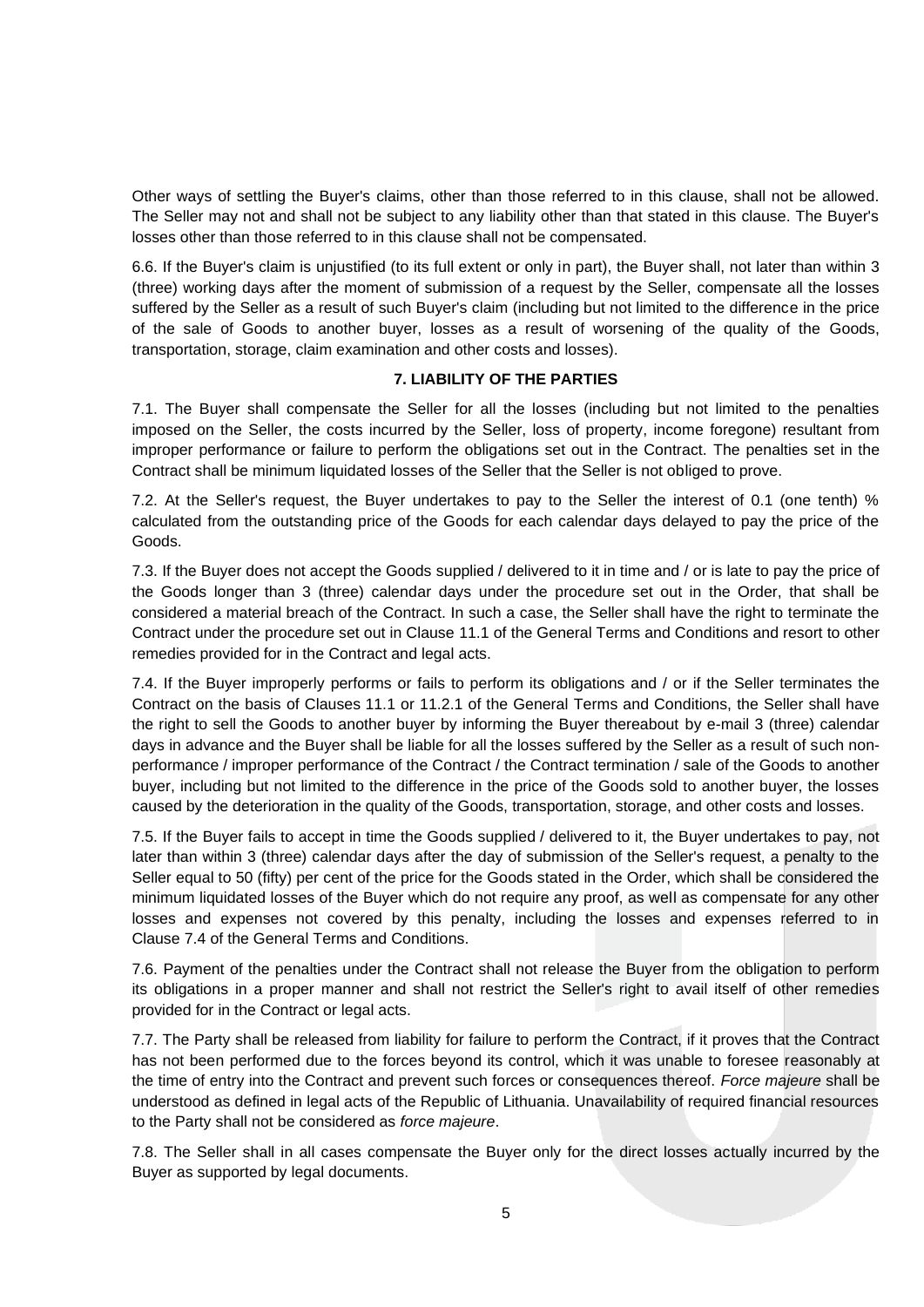Other ways of settling the Buyer's claims, other than those referred to in this clause, shall not be allowed. The Seller may not and shall not be subject to any liability other than that stated in this clause. The Buyer's losses other than those referred to in this clause shall not be compensated.

6.6. If the Buyer's claim is unjustified (to its full extent or only in part), the Buyer shall, not later than within 3 (three) working days after the moment of submission of a request by the Seller, compensate all the losses suffered by the Seller as a result of such Buyer's claim (including but not limited to the difference in the price of the sale of Goods to another buyer, losses as a result of worsening of the quality of the Goods, transportation, storage, claim examination and other costs and losses).

**7. LIABILITY OF THE PARTIES**

7.1. The Buyer shall compensate the Seller for all the losses (including but not limited to the penalties imposed on the Seller, the costs incurred by the Seller, loss of property, income foregone) resultant from improper performance or failure to perform the obligations set out in the Contract. The penalties set in the Contract shall be minimum liquidated losses of the Seller that the Seller is not obliged to prove.

7.2. At the Seller's request, the Buyer undertakes to pay to the Seller the interest of 0.1 (one tenth) % calculated from the outstanding price of the Goods for each calendar days delayed to pay the price of the Goods.

7.3. If the Buyer does not accept the Goods supplied / delivered to it in time and / or is late to pay the price of the Goods longer than 3 (three) calendar days under the procedure set out in the Order, that shall be considered a material breach of the Contract. In such a case, the Seller shall have the right to terminate the Contract under the procedure set out in Clause 11.1 of the General Terms and Conditions and resort to other remedies provided for in the Contract and legal acts.

7.4. If the Buyer improperly performs or fails to perform its obligations and / or if the Seller terminates the Contract on the basis of Clauses 11.1 or 11.2.1 of the General Terms and Conditions, the Seller shall have the right to sell the Goods to another buyer by informing the Buyer thereabout by e-mail 3 (three) calendar days in advance and the Buyer shall be liable for all the losses suffered by the Seller as a result of such non-performance / improper performance of the Contract / the Contract termination / sale of the Goods to another buyer, including but not limited to the difference in the price of the Goods sold to another buyer, the losses caused by the deterioration in the quality of the Goods, transportation, storage, and other costs and losses.

7.5. If the Buyer fails to accept in time the Goods supplied / delivered to it, the Buyer undertakes to pay, not later than within 3 (three) calendar days after the day of submission of the Seller's request, a penalty to the Seller equal to 50 (fifty) per cent of the price for the Goods stated in the Order, which shall be considered the minimum liquidated losses of the Buyer which do not require any proof, as well as compensate for any other losses and expenses not covered by this penalty, including the losses and expenses referred to in Clause 7.4 of the General Terms and Conditions.

7.6. Payment of the penalties under the Contract shall not release the Buyer from the obligation to perform its obligations in a proper manner and shall not restrict the Seller's right to avail itself of other remedies provided for in the Contract or legal acts.

7.7. The Party shall be released from liability for failure to perform the Contract, if it proves that the Contract has not been performed due to the forces beyond its control, which it was unable to foresee reasonably at the time of entry into the Contract and prevent such forces or consequences thereof. *Force majeure* shall be understood as defined in legal acts of the Republic of Lithuania. Unavailability of required financial resources to the Party shall not be considered as *force majeure*.

7.8. The Seller shall in all cases compensate the Buyer only for the direct losses actually incurred by the Buyer as supported by legal documents.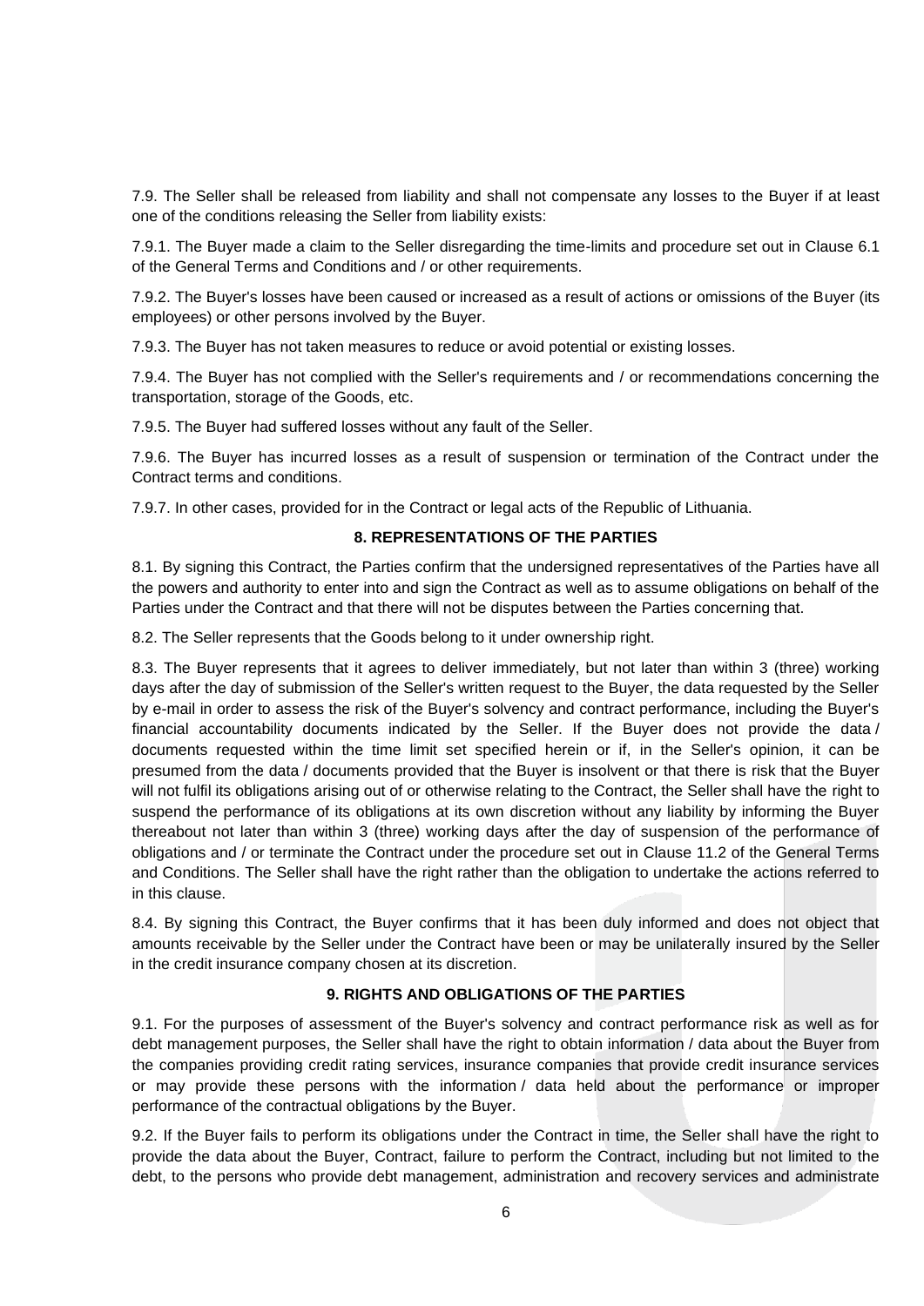7.9. The Seller shall be released from liability and shall not compensate any losses to the Buyer if at least one of the conditions releasing the Seller from liability exists:

7.9.1. The Buyer made a claim to the Seller disregarding the time-limits and procedure set out in Clause 6.1 of the General Terms and Conditions and / or other requirements.

7.9.2. The Buyer's losses have been caused or increased as a result of actions or omissions of the Buyer (its employees) or other persons involved by the Buyer.

7.9.3. The Buyer has not taken measures to reduce or avoid potential or existing losses.

7.9.4. The Buyer has not complied with the Seller's requirements and / or recommendations concerning the transportation, storage of the Goods, etc.

7.9.5. The Buyer had suffered losses without any fault of the Seller.

7.9.6. The Buyer has incurred losses as a result of suspension or termination of the Contract under the Contract terms and conditions.

7.9.7. In other cases, provided for in the Contract or legal acts of the Republic of Lithuania.

## 8. REPRESENTATIONS OF THE PARTIES

8.1. By signing this Contract, the Parties confirm that the undersigned representatives of the Parties have all the powers and authority to enter into and sign the Contract as well as to assume obligations on behalf of the Parties under the Contract and that there will not be disputes between the Parties concerning that.

8.2. The Seller represents that the Goods belong to it under ownership right.

8.3. The Buyer represents that it agrees to deliver immediately, but not later than within 3 (three) working days after the day of submission of the Seller's written request to the Buyer, the data requested by the Seller by e-mail in order to assess the risk of the Buyer's solvency and contract performance, including the Buyer's financial accountability documents indicated by the Seller. If the Buyer does not provide the data / documents requested within the time limit set specified herein or if, in the Seller's opinion, it can be presumed from the data / documents provided that the Buyer is insolvent or that there is risk that the Buyer will not fulfil its obligations arising out of or otherwise relating to the Contract, the Seller shall have the right to suspend the performance of its obligations at its own discretion without any liability by informing the Buyer thereabout not later than within 3 (three) working days after the day of suspension of the performance of obligations and / or terminate the Contract under the procedure set out in Clause 11.2 of the General Terms and Conditions. The Seller shall have the right rather than the obligation to undertake the actions referred to in this clause.

8.4. By signing this Contract, the Buyer confirms that it has been duly informed and does not object that amounts receivable by the Seller under the Contract have been or may be unilaterally insured by the Seller in the credit insurance company chosen at its discretion.

## 9. RIGHTS AND OBLIGATIONS OF THE PARTIES

9.1. For the purposes of assessment of the Buyer's solvency and contract performance risk as well as for debt management purposes, the Seller shall have the right to obtain information / data about the Buyer from the companies providing credit rating services, insurance companies that provide credit insurance services or may provide these persons with the information / data held about the performance or improper performance of the contractual obligations by the Buyer.

9.2. If the Buyer fails to perform its obligations under the Contract in time, the Seller shall have the right to provide the data about the Buyer, Contract, failure to perform the Contract, including but not limited to the debt, to the persons who provide debt management, administration and recovery services and administrate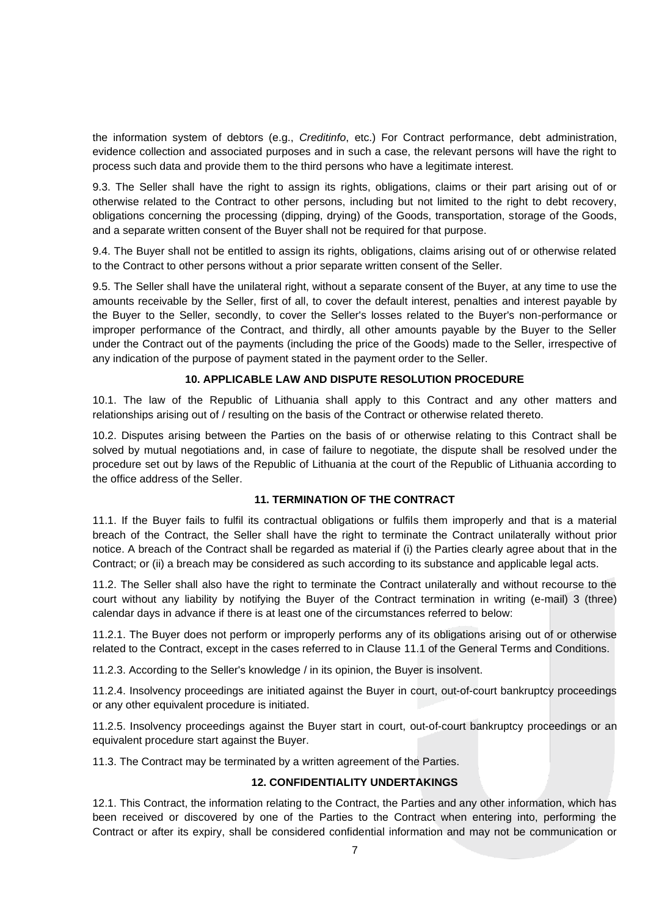the information system of debtors (e.g., *Creditinfo*, etc.) For Contract performance, debt administration, evidence collection and associated purposes and in such a case, the relevant persons will have the right to process such data and provide them to the third persons who have a legitimate interest.

9.3. The Seller shall have the right to assign its rights, obligations, claims or their part arising out of or otherwise related to the Contract to other persons, including but not limited to the right to debt recovery, obligations concerning the processing (dipping, drying) of the Goods, transportation, storage of the Goods, and a separate written consent of the Buyer shall not be required for that purpose.

9.4. The Buyer shall not be entitled to assign its rights, obligations, claims arising out of or otherwise related to the Contract to other persons without a prior separate written consent of the Seller.

9.5. The Seller shall have the unilateral right, without a separate consent of the Buyer, at any time to use the amounts receivable by the Seller, first of all, to cover the default interest, penalties and interest payable by the Buyer to the Seller, secondly, to cover the Seller's losses related to the Buyer's non-performance or improper performance of the Contract, and thirdly, all other amounts payable by the Buyer to the Seller under the Contract out of the payments (including the price of the Goods) made to the Seller, irrespective of any indication of the purpose of payment stated in the payment order to the Seller.

## 10. APPLICABLE LAW AND DISPUTE RESOLUTION PROCEDURE

10.1. The law of the Republic of Lithuania shall apply to this Contract and any other matters and relationships arising out of / resulting on the basis of the Contract or otherwise related thereto.

10.2. Disputes arising between the Parties on the basis of or otherwise relating to this Contract shall be solved by mutual negotiations and, in case of failure to negotiate, the dispute shall be resolved under the procedure set out by laws of the Republic of Lithuania at the court of the Republic of Lithuania according to the office address of the Seller.

## 11. TERMINATION OF THE CONTRACT

11.1. If the Buyer fails to fulfil its contractual obligations or fulfils them improperly and that is a material breach of the Contract, the Seller shall have the right to terminate the Contract unilaterally without prior notice. A breach of the Contract shall be regarded as material if (i) the Parties clearly agree about that in the Contract; or (ii) a breach may be considered as such according to its substance and applicable legal acts.

11.2. The Seller shall also have the right to terminate the Contract unilaterally and without recourse to the court without any liability by notifying the Buyer of the Contract termination in writing (e-mail) 3 (three) calendar days in advance if there is at least one of the circumstances referred to below:

11.2.1. The Buyer does not perform or improperly performs any of its obligations arising out of or otherwise related to the Contract, except in the cases referred to in Clause 11.1 of the General Terms and Conditions.

11.2.3. According to the Seller's knowledge / in its opinion, the Buyer is insolvent.

11.2.4. Insolvency proceedings are initiated against the Buyer in court, out-of-court bankruptcy proceedings or any other equivalent procedure is initiated.

11.2.5. Insolvency proceedings against the Buyer start in court, out-of-court bankruptcy proceedings or an equivalent procedure start against the Buyer.

11.3. The Contract may be terminated by a written agreement of the Parties.

## 12. CONFIDENTIALITY UNDERTAKINGS

12.1. This Contract, the information relating to the Contract, the Parties and any other information, which has been received or discovered by one of the Parties to the Contract when entering into, performing the Contract or after its expiry, shall be considered confidential information and may not be communication or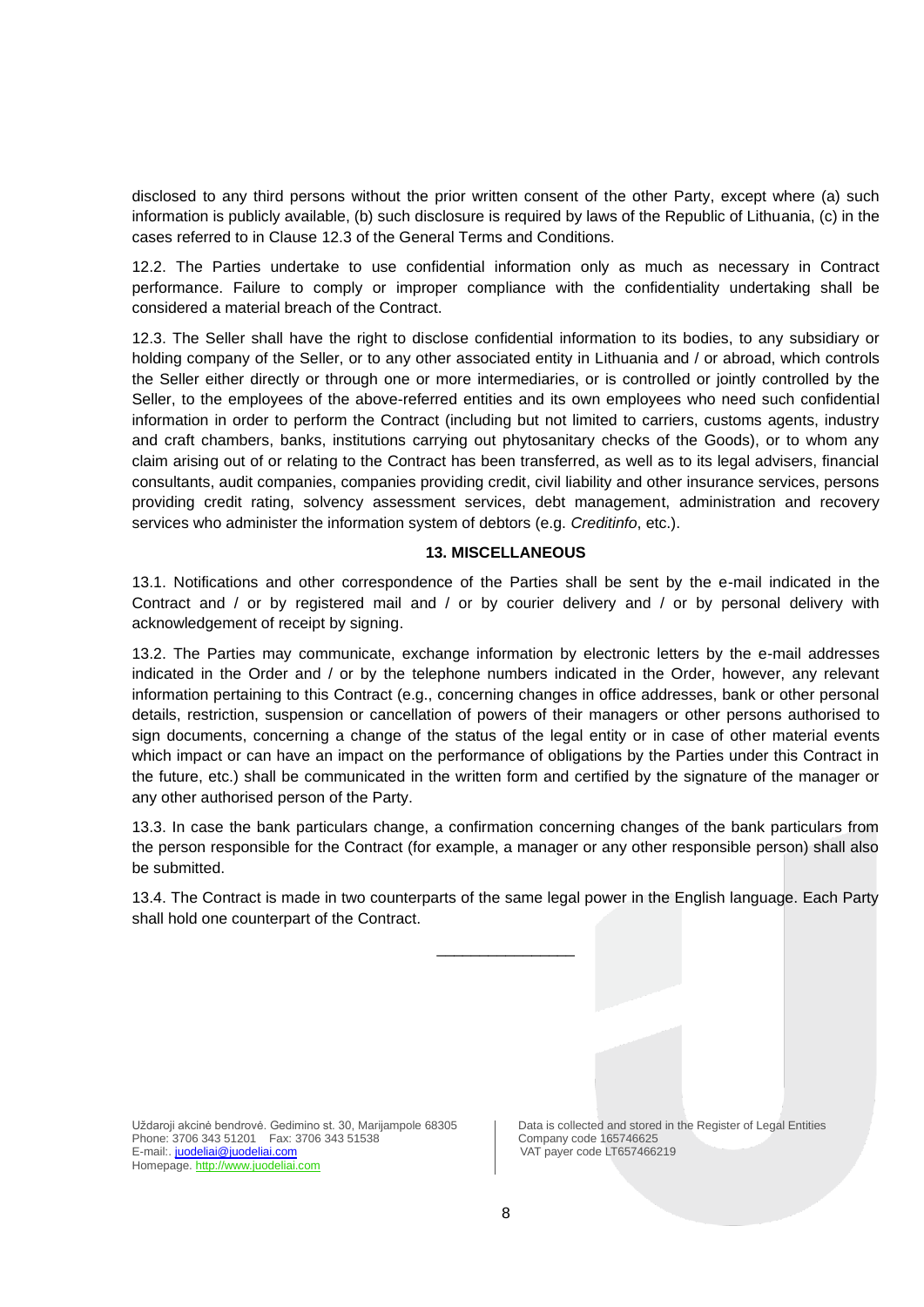disclosed to any third persons without the prior written consent of the other Party, except where (a) such information is publicly available, (b) such disclosure is required by laws of the Republic of Lithuania, (c) in the cases referred to in Clause 12.3 of the General Terms and Conditions.

12.2. The Parties undertake to use confidential information only as much as necessary in Contract performance. Failure to comply or improper compliance with the confidentiality undertaking shall be considered a material breach of the Contract.

12.3. The Seller shall have the right to disclose confidential information to its bodies, to any subsidiary or holding company of the Seller, or to any other associated entity in Lithuania and / or abroad, which controls the Seller either directly or through one or more intermediaries, or is controlled or jointly controlled by the Seller, to the employees of the above-referred entities and its own employees who need such confidential information in order to perform the Contract (including but not limited to carriers, customs agents, industry and craft chambers, banks, institutions carrying out phytosanitary checks of the Goods), or to whom any claim arising out of or relating to the Contract has been transferred, as well as to its legal advisers, financial consultants, audit companies, companies providing credit, civil liability and other insurance services, persons providing credit rating, solvency assessment services, debt management, administration and recovery services who administer the information system of debtors (e.g. *Creditinfo*, etc.).

### 13. MISCELLANEOUS

13.1. Notifications and other correspondence of the Parties shall be sent by the e-mail indicated in the Contract and / or by registered mail and / or by courier delivery and / or by personal delivery with acknowledgement of receipt by signing.

13.2. The Parties may communicate, exchange information by electronic letters by the e-mail addresses indicated in the Order and / or by the telephone numbers indicated in the Order, however, any relevant information pertaining to this Contract (e.g., concerning changes in office addresses, bank or other personal details, restriction, suspension or cancellation of powers of their managers or other persons authorised to sign documents, concerning a change of the status of the legal entity or in case of other material events which impact or can have an impact on the performance of obligations by the Parties under this Contract in the future, etc.) shall be communicated in the written form and certified by the signature of the manager or any other authorised person of the Party.

13.3. In case the bank particulars change, a confirmation concerning changes of the bank particulars from the person responsible for the Contract (for example, a manager or any other responsible person) shall also be submitted.

13.4. The Contract is made in two counterparts of the same legal power in the English language. Each Party shall hold one counterpart of the Contract.

\_\_\_\_\_\_\_\_\_\_\_\_\_\_\_\_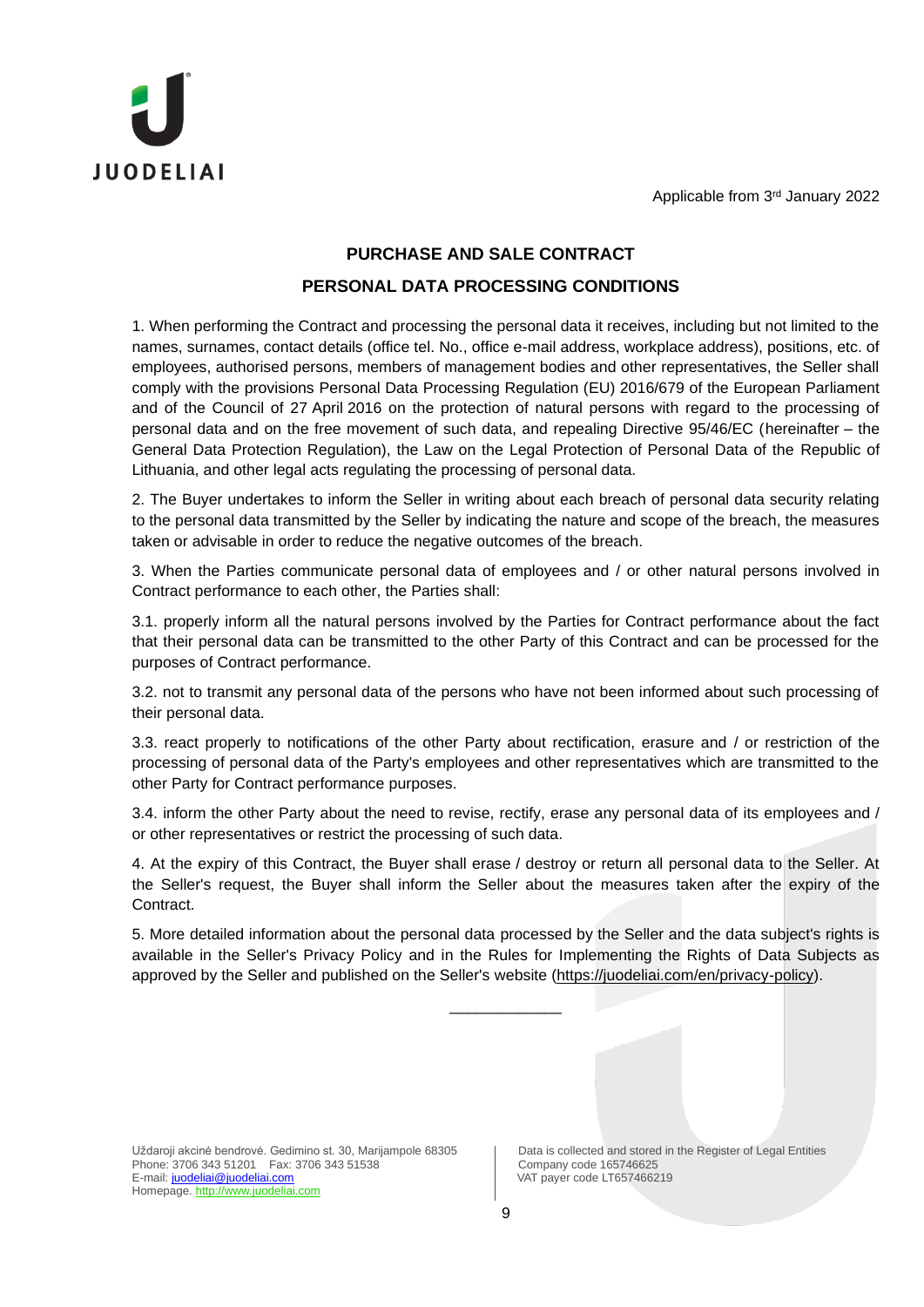Applicable from 3rd January 2022

# PURCHASE AND SALE CONTRACT

## PERSONAL DATA PROCESSING CONDITIONS

1. When performing the Contract and processing the personal data it receives, including but not limited to the names, surnames, contact details (office tel. No., office e-mail address, workplace address), positions, etc. of employees, authorised persons, members of management bodies and other representatives, the Seller shall comply with the provisions Personal Data Processing Regulation (EU) 2016/679 of the European Parliament and of the Council of 27 April 2016 on the protection of natural persons with regard to the processing of personal data and on the free movement of such data, and repealing Directive 95/46/EC (hereinafter – the General Data Protection Regulation), the Law on the Legal Protection of Personal Data of the Republic of Lithuania, and other legal acts regulating the processing of personal data.

2. The Buyer undertakes to inform the Seller in writing about each breach of personal data security relating to the personal data transmitted by the Seller by indicating the nature and scope of the breach, the measures taken or advisable in order to reduce the negative outcomes of the breach.

3. When the Parties communicate personal data of employees and / or other natural persons involved in Contract performance to each other, the Parties shall:

3.1. properly inform all the natural persons involved by the Parties for Contract performance about the fact that their personal data can be transmitted to the other Party of this Contract and can be processed for the purposes of Contract performance.

3.2. not to transmit any personal data of the persons who have not been informed about such processing of their personal data.

3.3. react properly to notifications of the other Party about rectification, erasure and / or restriction of the processing of personal data of the Party's employees and other representatives which are transmitted to the other Party for Contract performance purposes.

3.4. inform the other Party about the need to revise, rectify, erase any personal data of its employees and / or other representatives or restrict the processing of such data.

4. At the expiry of this Contract, the Buyer shall erase / destroy or return all personal data to the Seller. At the Seller's request, the Buyer shall inform the Seller about the measures taken after the expiry of the Contract.

5. More detailed information about the personal data processed by the Seller and the data subject's rights is available in the Seller's Privacy Policy and in the Rules for Implementing the Rights of Data Subjects as approved by the Seller and published on the Seller's website (https://juodeliai.com/en/privacy-policy).

_____________

Uždaroji akcinė bendrovė. Gedimino st. 30, Marijampole 68305
Phone: 3706 343 51201 Fax: 3706 343 51538
E-mail: juodeliai@juodeliai.com
Homepage. http://www.juodeliai.com

Data is collected and stored in the Register of Legal Entities
Company code 165746625
VAT payer code LT657466219